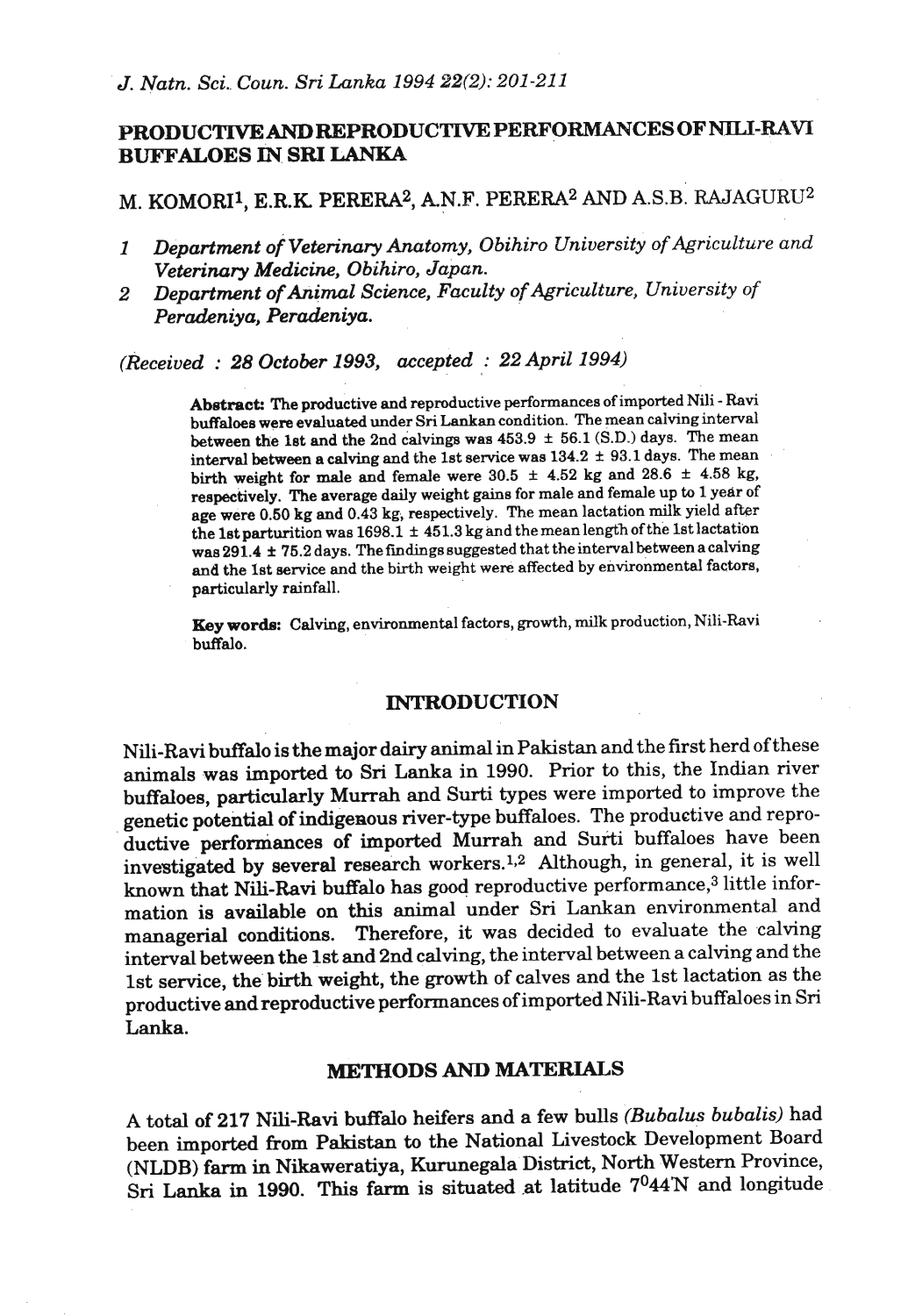# PRODUCTIVE AND REPRODUCTIVE PERFORMANCES OF NILI-RAVI BUFFALOES IN SRI LANKA

M. KOMORI[1], E.R.K. PERERA[2], A.N.F. PERERA[2] AND A.S.B. RAJAGURU[2]

1 *Department of Veterinary Anatomy, Obihiro University of Agriculture and Veterinary Medicine, Obihiro, Japan.*
2 *Department of Animal Science, Faculty of Agriculture, University of Peradeniya, Peradeniya.*

*(Received : 28 October 1993, accepted : 22 April 1994)*

**Abstract:** The productive and reproductive performances of imported Nili - Ravi buffaloes were evaluated under Sri Lankan condition. The mean calving interval between the 1st and the 2nd calvings was 453.9 ± 56.1 (S.D.) days. The mean interval between a calving and the 1st service was 134.2 ± 93.1 days. The mean birth weight for male and female were 30.5 ± 4.52 kg and 28.6 ± 4.58 kg, respectively. The average daily weight gains for male and female up to 1 year of age were 0.50 kg and 0.43 kg, respectively. The mean lactation milk yield after the 1st parturition was 1698.1 ± 451.3 kg and the mean length of the 1st lactation was 291.4 ± 75.2 days. The findings suggested that the interval between a calving and the 1st service and the birth weight were affected by environmental factors, particularly rainfall.

**Key words:** Calving, environmental factors, growth, milk production, Nili-Ravi buffalo.

## INTRODUCTION

Nili-Ravi buffalo is the major dairy animal in Pakistan and the first herd of these animals was imported to Sri Lanka in 1990. Prior to this, the Indian river buffaloes, particularly Murrah and Surti types were imported to improve the genetic potential of indigenous river-type buffaloes. The productive and reproductive performances of imported Murrah and Surti buffaloes have been investigated by several research workers.[1,2] Although, in general, it is well known that Nili-Ravi buffalo has good reproductive performance,[3] little information is available on this animal under Sri Lankan environmental and managerial conditions. Therefore, it was decided to evaluate the calving interval between the 1st and 2nd calving, the interval between a calving and the 1st service, the birth weight, the growth of calves and the 1st lactation as the productive and reproductive performances of imported Nili-Ravi buffaloes in Sri Lanka.

## METHODS AND MATERIALS

A total of 217 Nili-Ravi buffalo heifers and a few bulls *(Bubalus bubalis)* had been imported from Pakistan to the National Livestock Development Board (NLDB) farm in Nikaweratiya, Kurunegala District, North Western Province, Sri Lanka in 1990. This farm is situated at latitude 7°44'N and longitude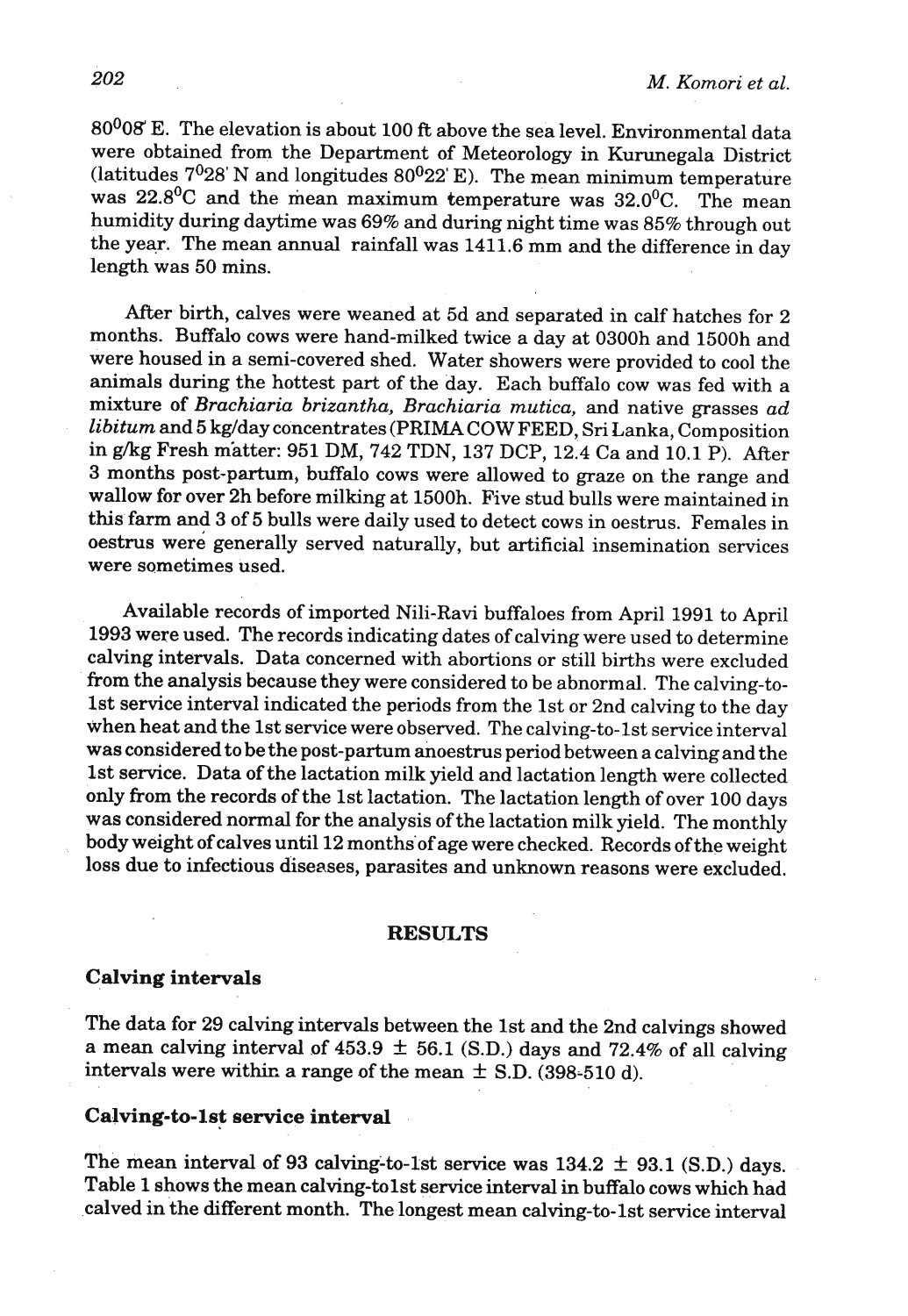80°08' E. The elevation is about 100 ft above the sea level. Environmental data were obtained from the Department of Meteorology in Kurunegala District (latitudes 7°28' N and longitudes 80°22' E). The mean minimum temperature was 22.8°C and the mean maximum temperature was 32.0°C. The mean humidity during daytime was 69% and during night time was 85% through out the year. The mean annual rainfall was 1411.6 mm and the difference in day length was 50 mins.

After birth, calves were weaned at 5d and separated in calf hatches for 2 months. Buffalo cows were hand-milked twice a day at 0300h and 1500h and were housed in a semi-covered shed. Water showers were provided to cool the animals during the hottest part of the day. Each buffalo cow was fed with a mixture of *Brachiaria brizantha, Brachiaria mutica,* and native grasses *ad libitum* and 5 kg/day concentrates (PRIMA COW FEED, Sri Lanka, Composition in g/kg Fresh matter: 951 DM, 742 TDN, 137 DCP, 12.4 Ca and 10.1 P). After 3 months post-partum, buffalo cows were allowed to graze on the range and wallow for over 2h before milking at 1500h. Five stud bulls were maintained in this farm and 3 of 5 bulls were daily used to detect cows in oestrus. Females in oestrus were generally served naturally, but artificial insemination services were sometimes used.

Available records of imported Nili-Ravi buffaloes from April 1991 to April 1993 were used. The records indicating dates of calving were used to determine calving intervals. Data concerned with abortions or still births were excluded from the analysis because they were considered to be abnormal. The calving-to-1st service interval indicated the periods from the 1st or 2nd calving to the day when heat and the 1st service were observed. The calving-to-1st service interval was considered to be the post-partum anoestrus period between a calving and the 1st service. Data of the lactation milk yield and lactation length were collected only from the records of the 1st lactation. The lactation length of over 100 days was considered normal for the analysis of the lactation milk yield. The monthly body weight of calves until 12 months of age were checked. Records of the weight loss due to infectious diseases, parasites and unknown reasons were excluded.

## RESULTS

### Calving intervals

The data for 29 calving intervals between the 1st and the 2nd calvings showed a mean calving interval of 453.9 ± 56.1 (S.D.) days and 72.4% of all calving intervals were within a range of the mean ± S.D. (398-510 d).

### Calving-to-1st service interval

The mean interval of 93 calving-to-1st service was 134.2 ± 93.1 (S.D.) days. Table 1 shows the mean calving-to1st service interval in buffalo cows which had calved in the different month. The longest mean calving-to-1st service interval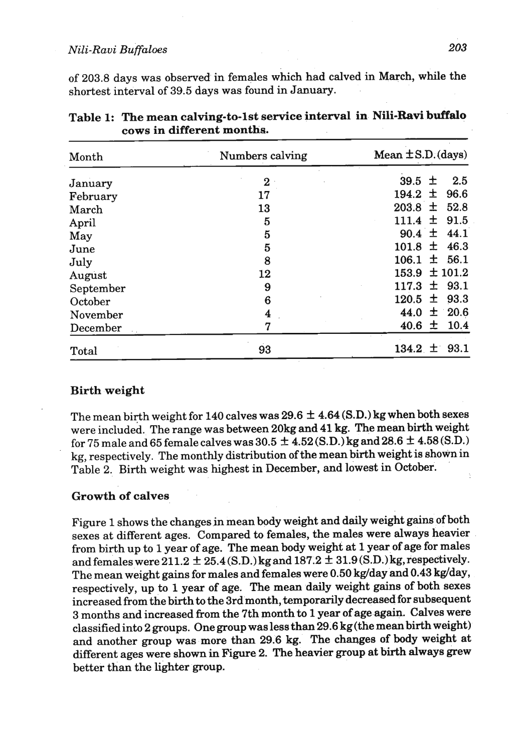of 203.8 days was observed in females which had calved in March, while the shortest interval of 39.5 days was found in January.

**Table 1: The mean calving-to-1st service interval in Nili-Ravi buffalo cows in different months.**

| Month | Numbers calving | Mean ±S.D. (days) |
|---|---|---|
| January | 2 | 39.5 ± 2.5 |
| February | 17 | 194.2 ± 96.6 |
| March | 13 | 203.8 ± 52.8 |
| April | 5 | 111.4 ± 91.5 |
| May | 5 | 90.4 ± 44.1 |
| June | 5 | 101.8 ± 46.3 |
| July | 8 | 106.1 ± 56.1 |
| August | 12 | 153.9 ± 101.2 |
| September | 9 | 117.3 ± 93.1 |
| October | 6 | 120.5 ± 93.3 |
| November | 4 | 44.0 ± 20.6 |
| December | 7 | 40.6 ± 10.4 |
| Total | 93 | 134.2 ± 93.1 |

### Birth weight

The mean birth weight for 140 calves was 29.6 ± 4.64 (S.D.) kg when both sexes were included. The range was between 20kg and 41 kg. The mean birth weight for 75 male and 65 female calves was 30.5 ± 4.52 (S.D.) kg and 28.6 ± 4.58 (S.D.) kg, respectively. The monthly distribution of the mean birth weight is shown in Table 2. Birth weight was highest in December, and lowest in October.

### Growth of calves

Figure 1 shows the changes in mean body weight and daily weight gains of both sexes at different ages. Compared to females, the males were always heavier from birth up to 1 year of age. The mean body weight at 1 year of age for males and females were 211.2 ± 25.4 (S.D.) kg and 187.2 ± 31.9 (S.D.) kg, respectively. The mean weight gains for males and females were 0.50 kg/day and 0.43 kg/day, respectively, up to 1 year of age. The mean daily weight gains of both sexes increased from the birth to the 3rd month, temporarily decreased for subsequent 3 months and increased from the 7th month to 1 year of age again. Calves were classified into 2 groups. One group was less than 29.6 kg (the mean birth weight) and another group was more than 29.6 kg. The changes of body weight at different ages were shown in Figure 2. The heavier group at birth always grew better than the lighter group.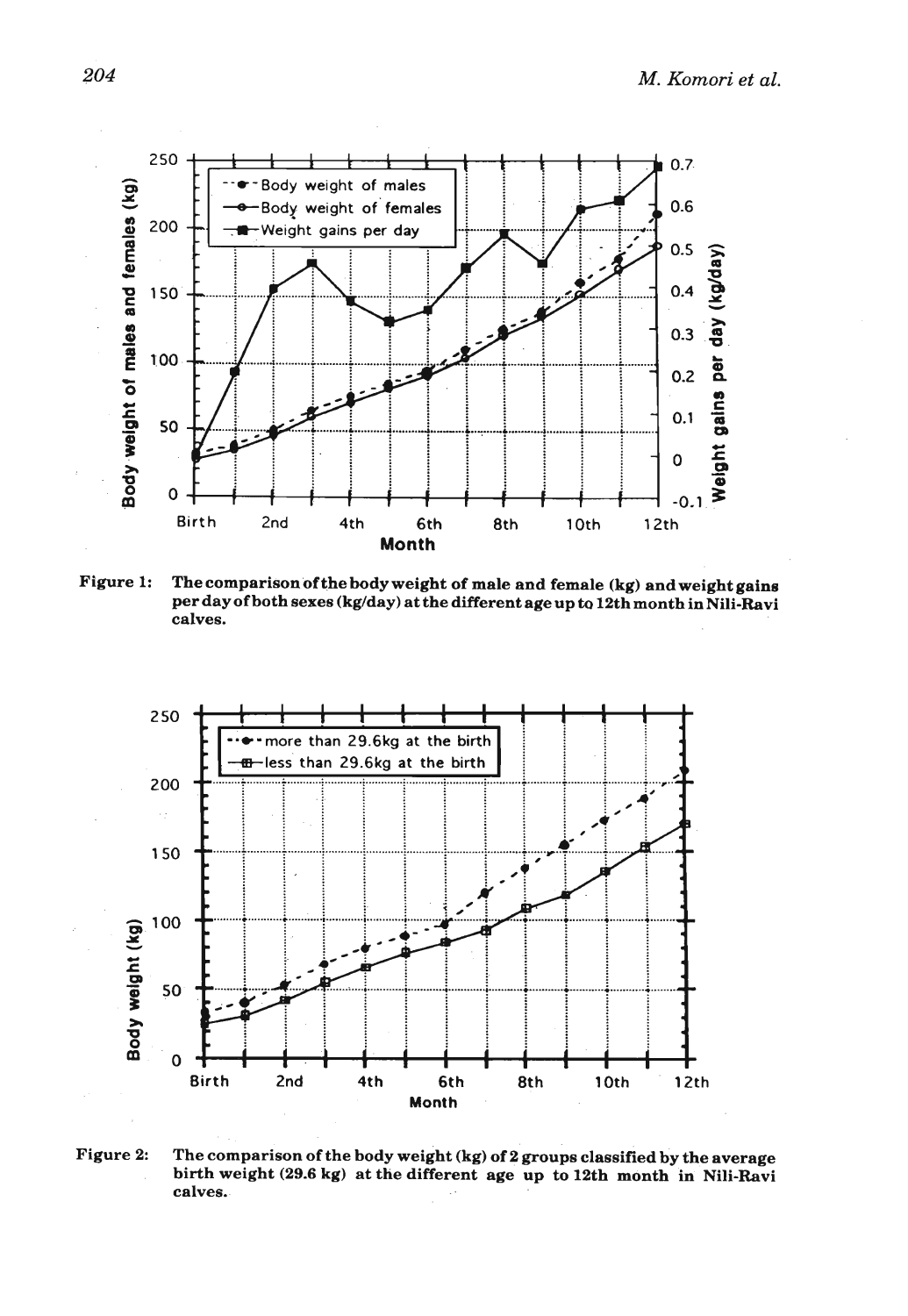250

200

150

100

50

0

Body weight of males and females (kg)

0.7

0.6

0.5

0.4

0.3

0.2

0.1

0

-0.1

Weight gains per day (kg/day)

Body weight of males

Body weight of females

Weight gains per day

Birth 2nd 4th 6th 8th 10th 12th

Month

Figure 1: The comparison of the body weight of male and female (kg) and weight gains per day of both sexes (kg/day) at the different age up to 12th month in Nili-Ravi calves.

250

200

150

100

50

0

Body weight (kg)

more than 29.6kg at the birth

less than 29.6kg at the birth

Birth 2nd 4th 6th 8th 10th 12th

Month

Figure 2: The comparison of the body weight (kg) of 2 groups classified by the average birth weight (29.6 kg) at the different age up to 12th month in Nili-Ravi calves.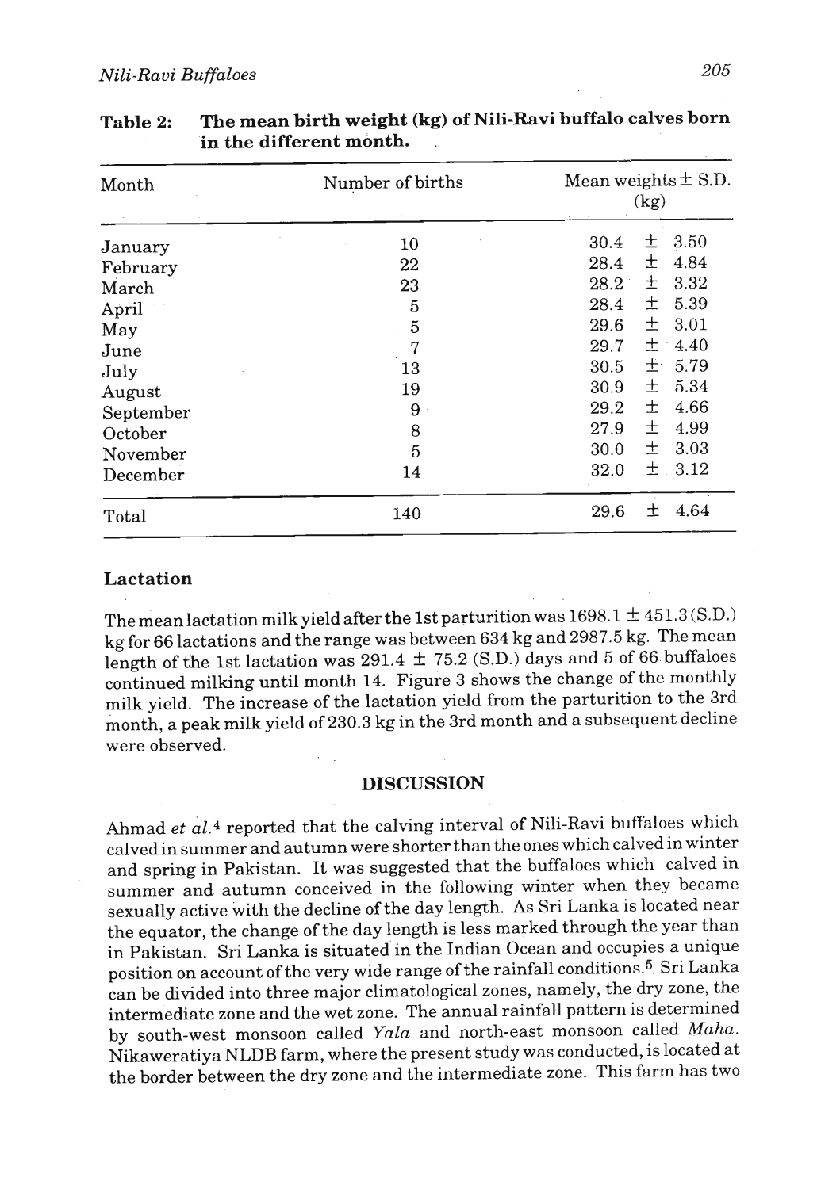**Table 2: The mean birth weight (kg) of Nili-Ravi buffalo calves born in the different month.**

| Month | Number of births | Mean weights ± S.D. (kg) |
|---|---|---|
| January | 10 | 30.4 ± 3.50 |
| February | 22 | 28.4 ± 4.84 |
| March | 23 | 28.2 ± 3.32 |
| April | 5 | 28.4 ± 5.39 |
| May | 5 | 29.6 ± 3.01 |
| June | 7 | 29.7 ± 4.40 |
| July | 13 | 30.5 ± 5.79 |
| August | 19 | 30.9 ± 5.34 |
| September | 9 | 29.2 ± 4.66 |
| October | 8 | 27.9 ± 4.99 |
| November | 5 | 30.0 ± 3.03 |
| December | 14 | 32.0 ± 3.12 |
| Total | 140 | 29.6 ± 4.64 |

### Lactation

The mean lactation milk yield after the 1st parturition was 1698.1 ± 451.3 (S.D.) kg for 66 lactations and the range was between 634 kg and 2987.5 kg. The mean length of the 1st lactation was 291.4 ± 75.2 (S.D.) days and 5 of 66 buffaloes continued milking until month 14. Figure 3 shows the change of the monthly milk yield. The increase of the lactation yield from the parturition to the 3rd month, a peak milk yield of 230.3 kg in the 3rd month and a subsequent decline were observed.

## DISCUSSION

Ahmad *et al.*[4] reported that the calving interval of Nili-Ravi buffaloes which calved in summer and autumn were shorter than the ones which calved in winter and spring in Pakistan. It was suggested that the buffaloes which calved in summer and autumn conceived in the following winter when they became sexually active with the decline of the day length. As Sri Lanka is located near the equator, the change of the day length is less marked through the year than in Pakistan. Sri Lanka is situated in the Indian Ocean and occupies a unique position on account of the very wide range of the rainfall conditions.[5] Sri Lanka can be divided into three major climatological zones, namely, the dry zone, the intermediate zone and the wet zone. The annual rainfall pattern is determined by south-west monsoon called *Yala* and north-east monsoon called *Maha*. Nikaweratiya NLDB farm, where the present study was conducted, is located at the border between the dry zone and the intermediate zone. This farm has two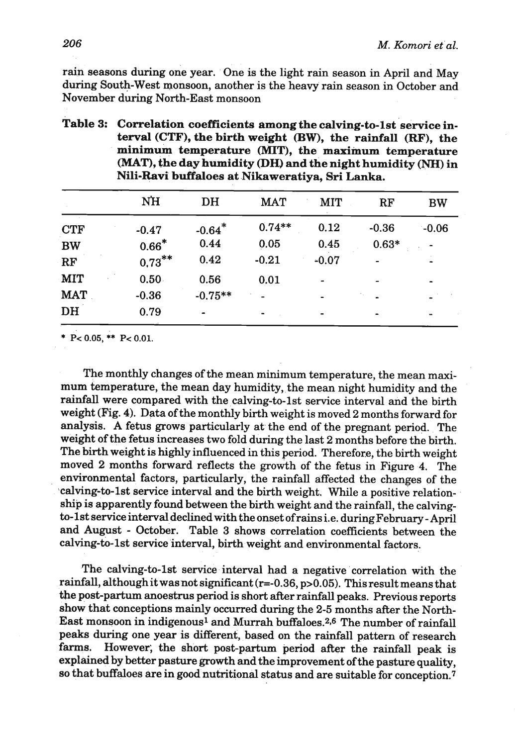rain seasons during one year. One is the light rain season in April and May during South-West monsoon, another is the heavy rain season in October and November during North-East monsoon

**Table 3: Correlation coefficients among the calving-to-1st service interval (CTF), the birth weight (BW), the rainfall (RF), the minimum temperature (MIT), the maximum temperature (MAT), the day humidity (DH) and the night humidity (NH) in Nili-Ravi buffaloes at Nikaweratiya, Sri Lanka.**

| | NH | DH | MAT | MIT | RF | BW |
|---|---|---|---|---|---|---|
| CTF | -0.47 | -0.64* | 0.74** | 0.12 | -0.36 | -0.06 |
| BW | 0.66* | 0.44 | 0.05 | 0.45 | 0.63* | - |
| RF | 0.73** | 0.42 | -0.21 | -0.07 | - | - |
| MIT | 0.50 | 0.56 | 0.01 | - | - | - |
| MAT | -0.36 | -0.75** | - | - | - | - |
| DH | 0.79 | - | - | - | - | - |

\* P< 0.05, ** P< 0.01.

The monthly changes of the mean minimum temperature, the mean maximum temperature, the mean day humidity, the mean night humidity and the rainfall were compared with the calving-to-1st service interval and the birth weight (Fig. 4). Data of the monthly birth weight is moved 2 months forward for analysis. A fetus grows particularly at the end of the pregnant period. The weight of the fetus increases two fold during the last 2 months before the birth. The birth weight is highly influenced in this period. Therefore, the birth weight moved 2 months forward reflects the growth of the fetus in Figure 4. The environmental factors, particularly, the rainfall affected the changes of the calving-to-1st service interval and the birth weight. While a positive relationship is apparently found between the birth weight and the rainfall, the calving-to-1st service interval declined with the onset of rains i.e. during February - April and August - October. Table 3 shows correlation coefficients between the calving-to-1st service interval, birth weight and environmental factors.

The calving-to-1st service interval had a negative correlation with the rainfall, although it was not significant ($r=-0.36$, $p>0.05$). This result means that the post-partum anoestrus period is short after rainfall peaks. Previous reports show that conceptions mainly occurred during the 2-5 months after the North-East monsoon in indigenous[1] and Murrah buffaloes.[2,6] The number of rainfall peaks during one year is different, based on the rainfall pattern of research farms. However, the short post-partum period after the rainfall peak is explained by better pasture growth and the improvement of the pasture quality, so that buffaloes are in good nutritional status and are suitable for conception.[7]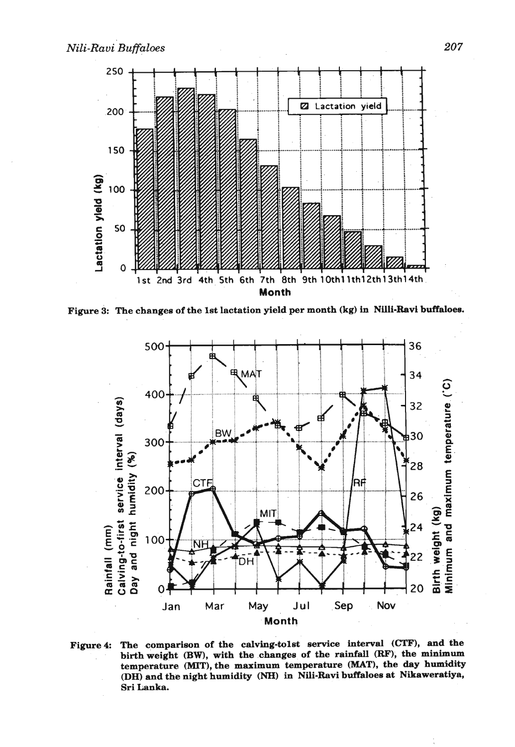250

200

150

100

50

0

Lactation yield (kg)

Lactation yield

1st 2nd 3rd 4th 5th 6th 7th 8th 9th 10th 11th 12th 13th 14th

Month

**Figure 3: The changes of the 1st lactation yield per month (kg) in Nilli-Ravi buffaloes.**

500

400

300

200

100

0

Rainfall (mm)
Calving-to-first service interval (days)
Day and night humidity (%)

36

34

32

30

28

26

24

22

20

Birth weight (kg)
Minimum and maximum temperature (°C)

MAT

BW

CTF

RF

MIT

NH

DH

Jan Mar May Jul Sep Nov

Month

**Figure 4: The comparison of the calving-to1st service interval (CTF), and the birth weight (BW), with the changes of the rainfall (RF), the minimum temperature (MIT), the maximum temperature (MAT), the day humidity (DH) and the night humidity (NH) in Nili-Ravi buffaloes at Nikaweratiya, Sri Lanka.**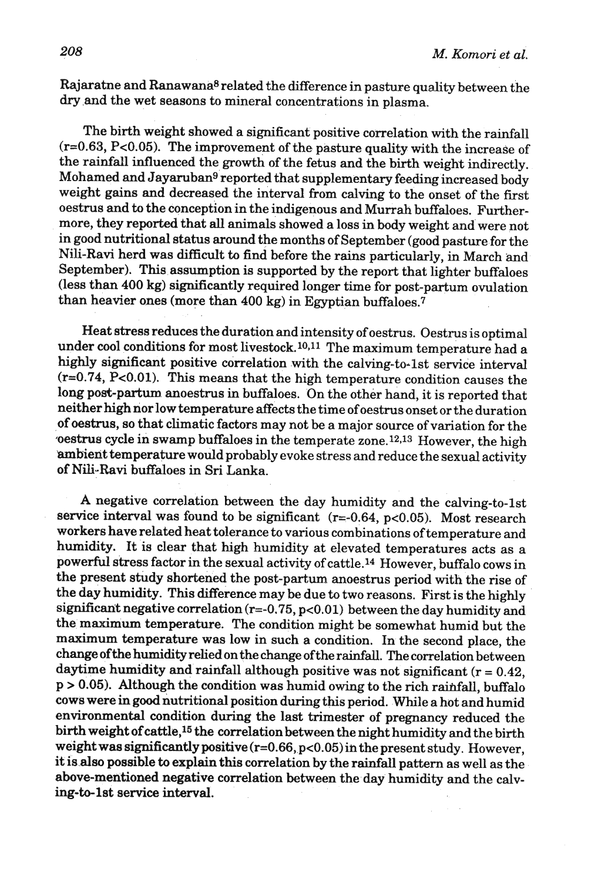Rajaratne and Ranawana[8] related the difference in pasture quality between the dry and the wet seasons to mineral concentrations in plasma.

The birth weight showed a significant positive correlation with the rainfall ($r=0.63$, $P<0.05$). The improvement of the pasture quality with the increase of the rainfall influenced the growth of the fetus and the birth weight indirectly. Mohamed and Jayaruban[9] reported that supplementary feeding increased body weight gains and decreased the interval from calving to the onset of the first oestrus and to the conception in the indigenous and Murrah buffaloes. Furthermore, they reported that all animals showed a loss in body weight and were not in good nutritional status around the months of September (good pasture for the Nili-Ravi herd was difficult to find before the rains particularly, in March and September). This assumption is supported by the report that lighter buffaloes (less than 400 kg) significantly required longer time for post-partum ovulation than heavier ones (more than 400 kg) in Egyptian buffaloes.[7]

Heat stress reduces the duration and intensity of oestrus. Oestrus is optimal under cool conditions for most livestock.[10,11] The maximum temperature had a highly significant positive correlation with the calving-to-1st service interval ($r=0.74$, $P<0.01$). This means that the high temperature condition causes the long post-partum anoestrus in buffaloes. On the other hand, it is reported that neither high nor low temperature affects the time of oestrus onset or the duration of oestrus, so that climatic factors may not be a major source of variation for the oestrus cycle in swamp buffaloes in the temperate zone.[12,13] However, the high ambient temperature would probably evoke stress and reduce the sexual activity of Nili-Ravi buffaloes in Sri Lanka.

A negative correlation between the day humidity and the calving-to-1st service interval was found to be significant ($r=-0.64$, $p<0.05$). Most research workers have related heat tolerance to various combinations of temperature and humidity. It is clear that high humidity at elevated temperatures acts as a powerful stress factor in the sexual activity of cattle.[14] However, buffalo cows in the present study shortened the post-partum anoestrus period with the rise of the day humidity. This difference may be due to two reasons. First is the highly significant negative correlation ($r=-0.75$, $p<0.01$) between the day humidity and the maximum temperature. The condition might be somewhat humid but the maximum temperature was low in such a condition. In the second place, the change of the humidity relied on the change of the rainfall. The correlation between daytime humidity and rainfall although positive was not significant ($r = 0.42$, $p > 0.05$). Although the condition was humid owing to the rich rainfall, buffalo cows were in good nutritional position during this period. While a hot and humid environmental condition during the last trimester of pregnancy reduced the birth weight of cattle,[15] the correlation between the night humidity and the birth weight was significantly positive ($r=0.66$, $p<0.05$) in the present study. However, it is also possible to explain this correlation by the rainfall pattern as well as the above-mentioned negative correlation between the day humidity and the calving-to-1st service interval.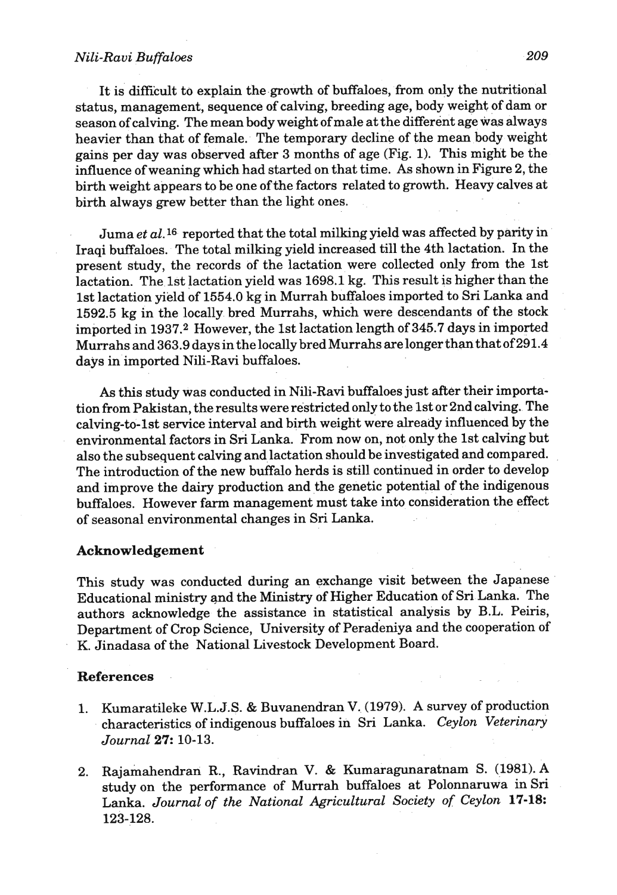It is difficult to explain the growth of buffaloes, from only the nutritional status, management, sequence of calving, breeding age, body weight of dam or season of calving. The mean body weight of male at the different age was always heavier than that of female. The temporary decline of the mean body weight gains per day was observed after 3 months of age (Fig. 1). This might be the influence of weaning which had started on that time. As shown in Figure 2, the birth weight appears to be one of the factors related to growth. Heavy calves at birth always grew better than the light ones.

Juma *et al.*[16] reported that the total milking yield was affected by parity in Iraqi buffaloes. The total milking yield increased till the 4th lactation. In the present study, the records of the lactation were collected only from the 1st lactation. The 1st lactation yield was 1698.1 kg. This result is higher than the 1st lactation yield of 1554.0 kg in Murrah buffaloes imported to Sri Lanka and 1592.5 kg in the locally bred Murrahs, which were descendants of the stock imported in 1937.[2] However, the 1st lactation length of 345.7 days in imported Murrahs and 363.9 days in the locally bred Murrahs are longer than that of 291.4 days in imported Nili-Ravi buffaloes.

As this study was conducted in Nili-Ravi buffaloes just after their importation from Pakistan, the results were restricted only to the 1st or 2nd calving. The calving-to-1st service interval and birth weight were already influenced by the environmental factors in Sri Lanka. From now on, not only the 1st calving but also the subsequent calving and lactation should be investigated and compared. The introduction of the new buffalo herds is still continued in order to develop and improve the dairy production and the genetic potential of the indigenous buffaloes. However farm management must take into consideration the effect of seasonal environmental changes in Sri Lanka.

## Acknowledgement

This study was conducted during an exchange visit between the Japanese Educational ministry and the Ministry of Higher Education of Sri Lanka. The authors acknowledge the assistance in statistical analysis by B.L. Peiris, Department of Crop Science, University of Peradeniya and the cooperation of K. Jinadasa of the National Livestock Development Board.

## References

1. Kumaratileke W.L.J.S. & Buvanendran V. (1979). A survey of production characteristics of indigenous buffaloes in Sri Lanka. *Ceylon Veterinary Journal* **27:** 10-13.

2. Rajamahendran R., Ravindran V. & Kumaragunaratnam S. (1981). A study on the performance of Murrah buffaloes at Polonnaruwa in Sri Lanka. *Journal of the National Agricultural Society of Ceylon* **17-18:** 123-128.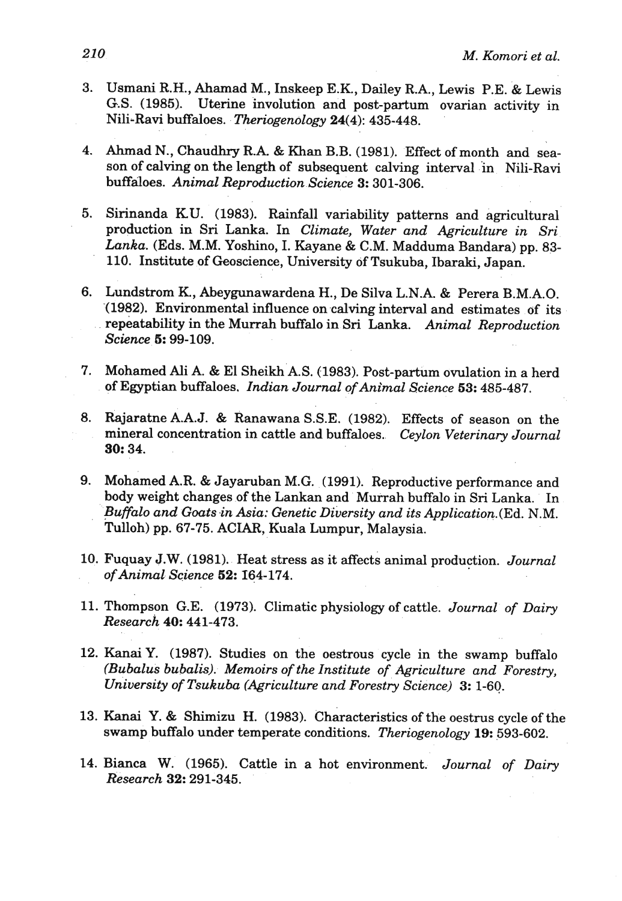3. Usmani R.H., Ahamad M., Inskeep E.K., Dailey R.A., Lewis P.E. & Lewis G.S. (1985). Uterine involution and post-partum ovarian activity in Nili-Ravi buffaloes. *Theriogenology* **24**(4): 435-448.

4. Ahmad N., Chaudhry R.A. & Khan B.B. (1981). Effect of month and season of calving on the length of subsequent calving interval in Nili-Ravi buffaloes. *Animal Reproduction Science* **3**: 301-306.

5. Sirinanda K.U. (1983). Rainfall variability patterns and agricultural production in Sri Lanka. In *Climate, Water and Agriculture in Sri Lanka*. (Eds. M.M. Yoshino, I. Kayane & C.M. Madduma Bandara) pp. 83-110. Institute of Geoscience, University of Tsukuba, Ibaraki, Japan.

6. Lundstrom K., Abeygunawardena H., De Silva L.N.A. & Perera B.M.A.O. (1982). Environmental influence on calving interval and estimates of its repeatability in the Murrah buffalo in Sri Lanka. *Animal Reproduction Science* **5**: 99-109.

7. Mohamed Ali A. & El Sheikh A.S. (1983). Post-partum ovulation in a herd of Egyptian buffaloes. *Indian Journal of Animal Science* **53**: 485-487.

8. Rajaratne A.A.J. & Ranawana S.S.E. (1982). Effects of season on the mineral concentration in cattle and buffaloes. *Ceylon Veterinary Journal* **30**: 34.

9. Mohamed A.R. & Jayaruban M.G. (1991). Reproductive performance and body weight changes of the Lankan and Murrah buffalo in Sri Lanka. In *Buffalo and Goats in Asia: Genetic Diversity and its Application*.(Ed. N.M. Tulloh) pp. 67-75. ACIAR, Kuala Lumpur, Malaysia.

10. Fuquay J.W. (1981). Heat stress as it affects animal production. *Journal of Animal Science* **52**: 164-174.

11. Thompson G.E. (1973). Climatic physiology of cattle. *Journal of Dairy Research* **40**: 441-473.

12. Kanai Y. (1987). Studies on the oestrous cycle in the swamp buffalo (*Bubalus bubalis*). *Memoirs of the Institute of Agriculture and Forestry, University of Tsukuba (Agriculture and Forestry Science)* **3**: 1-60.

13. Kanai Y. & Shimizu H. (1983). Characteristics of the oestrus cycle of the swamp buffalo under temperate conditions. *Theriogenology* **19**: 593-602.

14. Bianca W. (1965). Cattle in a hot environment. *Journal of Dairy Research* **32**: 291-345.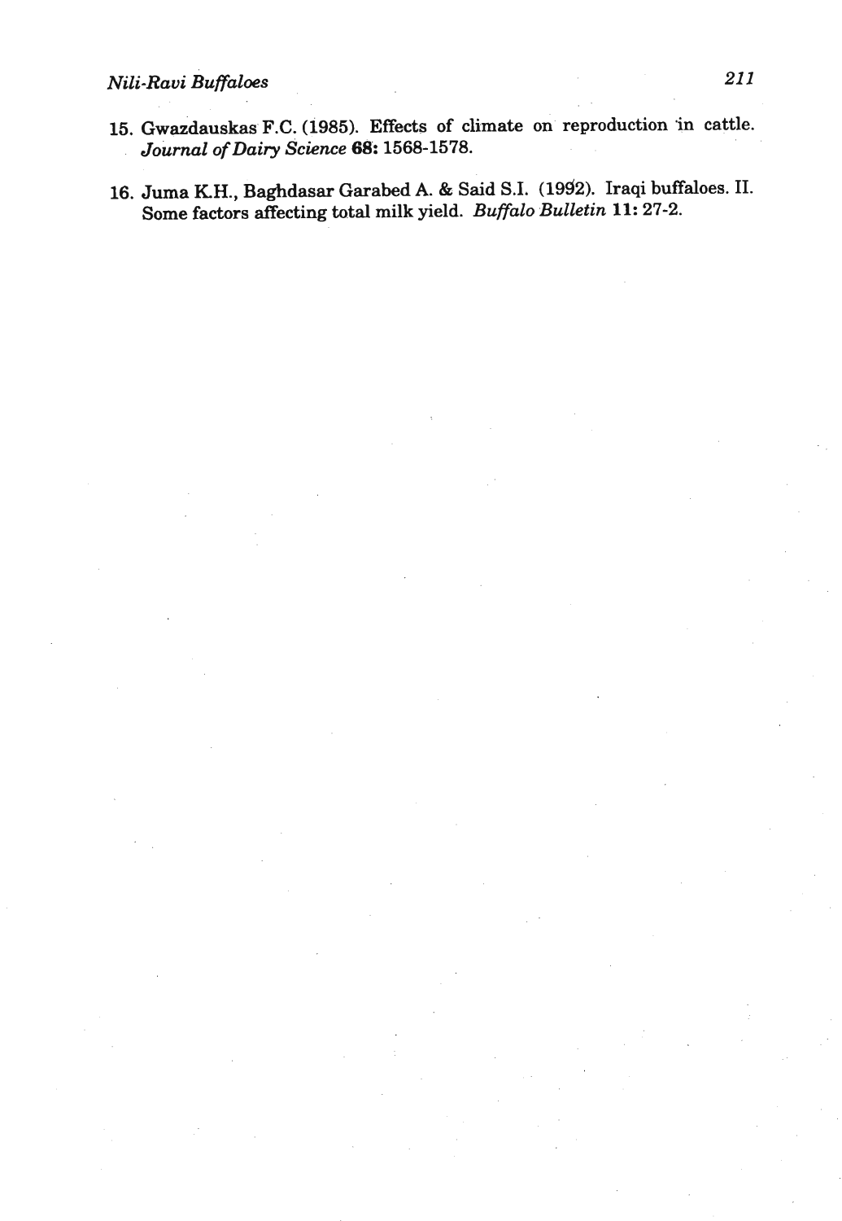15. Gwazdauskas F.C. (1985). Effects of climate on reproduction in cattle. *Journal of Dairy Science* **68:** 1568-1578.

16. Juma K.H., Baghdasar Garabed A. & Said S.I. (1992). Iraqi buffaloes. II. Some factors affecting total milk yield. *Buffalo Bulletin* **11:** 27-2.